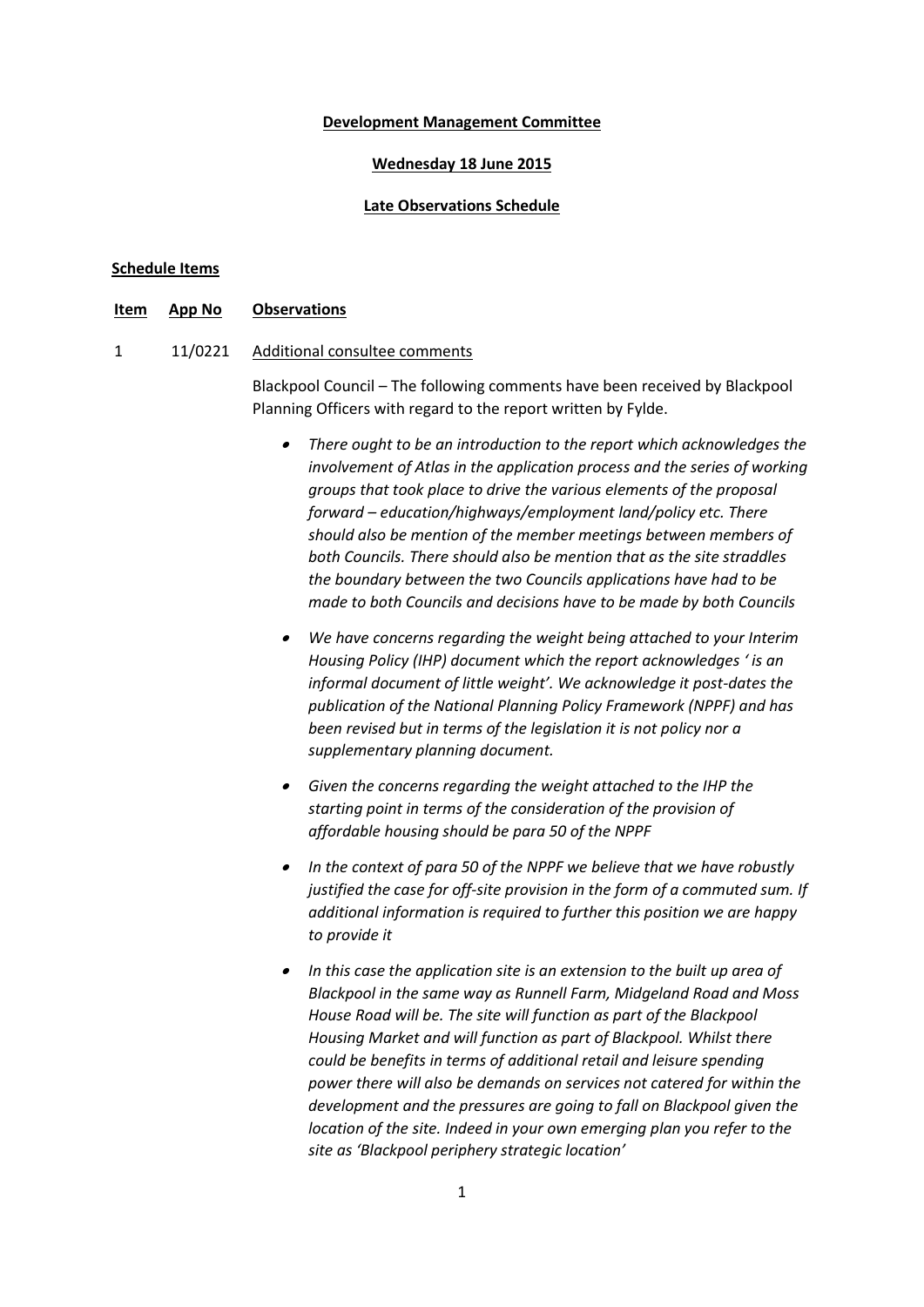**Development Management Committee**

**Wednesday 18 June 2015**

**Late Observations Schedule**

**Schedule Items**

| Item | App No | Observations |
|---|---|---|
| 1 | 11/0221 | Additional consultee comments |

Blackpool Council – The following comments have been received by Blackpool Planning Officers with regard to the report written by Fylde.

- *There ought to be an introduction to the report which acknowledges the involvement of Atlas in the application process and the series of working groups that took place to drive the various elements of the proposal forward – education/highways/employment land/policy etc. There should also be mention of the member meetings between members of both Councils. There should also be mention that as the site straddles the boundary between the two Councils applications have had to be made to both Councils and decisions have to be made by both Councils*
- *We have concerns regarding the weight being attached to your Interim Housing Policy (IHP) document which the report acknowledges ' is an informal document of little weight'. We acknowledge it post-dates the publication of the National Planning Policy Framework (NPPF) and has been revised but in terms of the legislation it is not policy nor a supplementary planning document.*
- *Given the concerns regarding the weight attached to the IHP the starting point in terms of the consideration of the provision of affordable housing should be para 50 of the NPPF*
- *In the context of para 50 of the NPPF we believe that we have robustly justified the case for off-site provision in the form of a commuted sum. If additional information is required to further this position we are happy to provide it*
- *In this case the application site is an extension to the built up area of Blackpool in the same way as Runnell Farm, Midgeland Road and Moss House Road will be. The site will function as part of the Blackpool Housing Market and will function as part of Blackpool. Whilst there could be benefits in terms of additional retail and leisure spending power there will also be demands on services not catered for within the development and the pressures are going to fall on Blackpool given the location of the site. Indeed in your own emerging plan you refer to the site as 'Blackpool periphery strategic location'*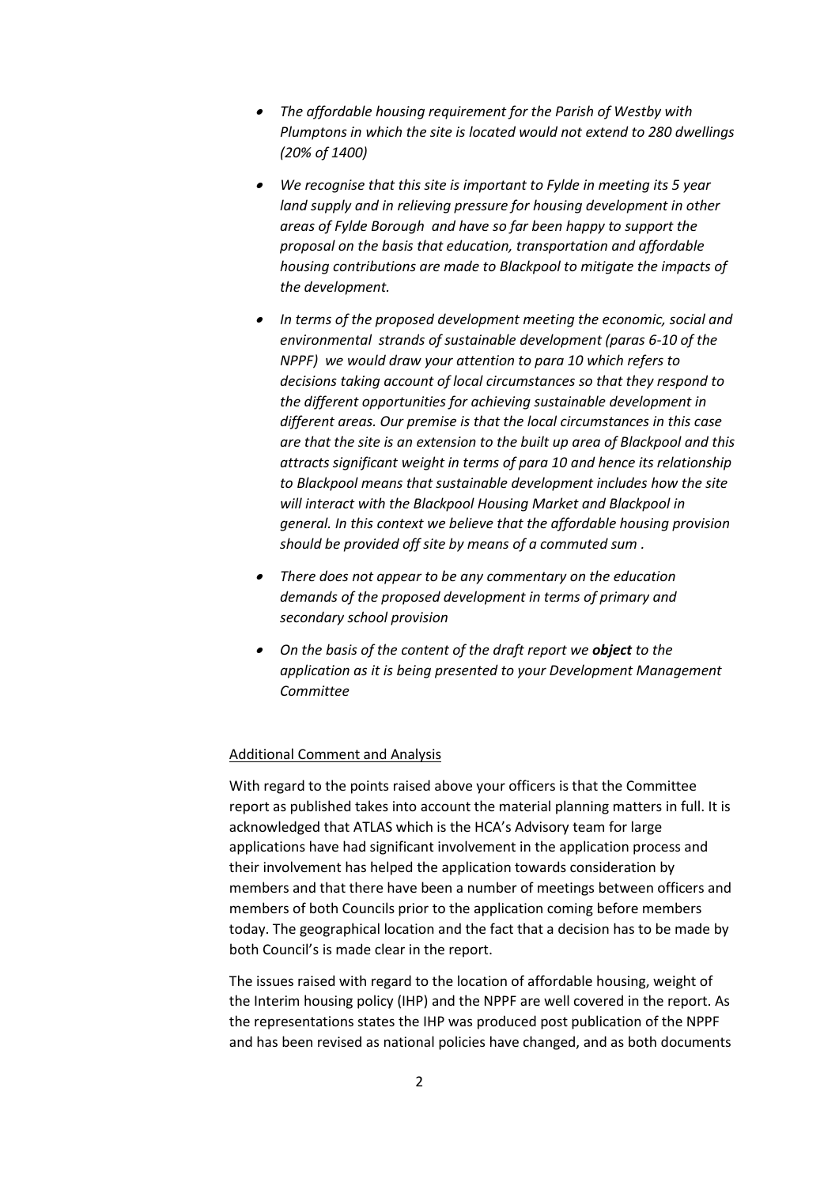- *The affordable housing requirement for the Parish of Westby with Plumptons in which the site is located would not extend to 280 dwellings (20% of 1400)*

- *We recognise that this site is important to Fylde in meeting its 5 year land supply and in relieving pressure for housing development in other areas of Fylde Borough and have so far been happy to support the proposal on the basis that education, transportation and affordable housing contributions are made to Blackpool to mitigate the impacts of the development.*

- *In terms of the proposed development meeting the economic, social and environmental strands of sustainable development (paras 6-10 of the NPPF) we would draw your attention to para 10 which refers to decisions taking account of local circumstances so that they respond to the different opportunities for achieving sustainable development in different areas. Our premise is that the local circumstances in this case are that the site is an extension to the built up area of Blackpool and this attracts significant weight in terms of para 10 and hence its relationship to Blackpool means that sustainable development includes how the site will interact with the Blackpool Housing Market and Blackpool in general. In this context we believe that the affordable housing provision should be provided off site by means of a commuted sum .*

- *There does not appear to be any commentary on the education demands of the proposed development in terms of primary and secondary school provision*

- *On the basis of the content of the draft report we **object** to the application as it is being presented to your Development Management Committee*

<u>Additional Comment and Analysis</u>

With regard to the points raised above your officers is that the Committee report as published takes into account the material planning matters in full. It is acknowledged that ATLAS which is the HCA's Advisory team for large applications have had significant involvement in the application process and their involvement has helped the application towards consideration by members and that there have been a number of meetings between officers and members of both Councils prior to the application coming before members today. The geographical location and the fact that a decision has to be made by both Council's is made clear in the report.

The issues raised with regard to the location of affordable housing, weight of the Interim housing policy (IHP) and the NPPF are well covered in the report. As the representations states the IHP was produced post publication of the NPPF and has been revised as national policies have changed, and as both documents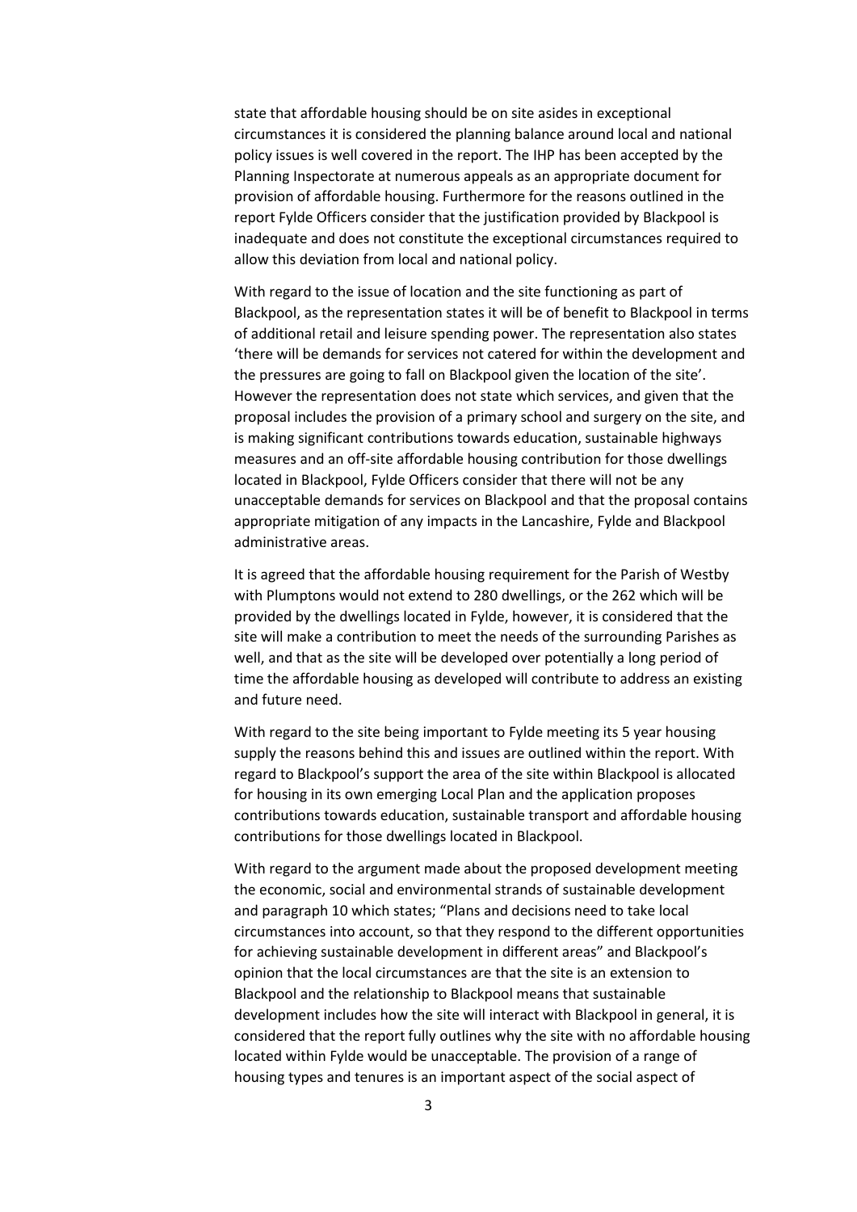state that affordable housing should be on site asides in exceptional circumstances it is considered the planning balance around local and national policy issues is well covered in the report. The IHP has been accepted by the Planning Inspectorate at numerous appeals as an appropriate document for provision of affordable housing. Furthermore for the reasons outlined in the report Fylde Officers consider that the justification provided by Blackpool is inadequate and does not constitute the exceptional circumstances required to allow this deviation from local and national policy.

With regard to the issue of location and the site functioning as part of Blackpool, as the representation states it will be of benefit to Blackpool in terms of additional retail and leisure spending power. The representation also states 'there will be demands for services not catered for within the development and the pressures are going to fall on Blackpool given the location of the site'. However the representation does not state which services, and given that the proposal includes the provision of a primary school and surgery on the site, and is making significant contributions towards education, sustainable highways measures and an off-site affordable housing contribution for those dwellings located in Blackpool, Fylde Officers consider that there will not be any unacceptable demands for services on Blackpool and that the proposal contains appropriate mitigation of any impacts in the Lancashire, Fylde and Blackpool administrative areas.

It is agreed that the affordable housing requirement for the Parish of Westby with Plumptons would not extend to 280 dwellings, or the 262 which will be provided by the dwellings located in Fylde, however, it is considered that the site will make a contribution to meet the needs of the surrounding Parishes as well, and that as the site will be developed over potentially a long period of time the affordable housing as developed will contribute to address an existing and future need.

With regard to the site being important to Fylde meeting its 5 year housing supply the reasons behind this and issues are outlined within the report. With regard to Blackpool's support the area of the site within Blackpool is allocated for housing in its own emerging Local Plan and the application proposes contributions towards education, sustainable transport and affordable housing contributions for those dwellings located in Blackpool.

With regard to the argument made about the proposed development meeting the economic, social and environmental strands of sustainable development and paragraph 10 which states; "Plans and decisions need to take local circumstances into account, so that they respond to the different opportunities for achieving sustainable development in different areas" and Blackpool's opinion that the local circumstances are that the site is an extension to Blackpool and the relationship to Blackpool means that sustainable development includes how the site will interact with Blackpool in general, it is considered that the report fully outlines why the site with no affordable housing located within Fylde would be unacceptable. The provision of a range of housing types and tenures is an important aspect of the social aspect of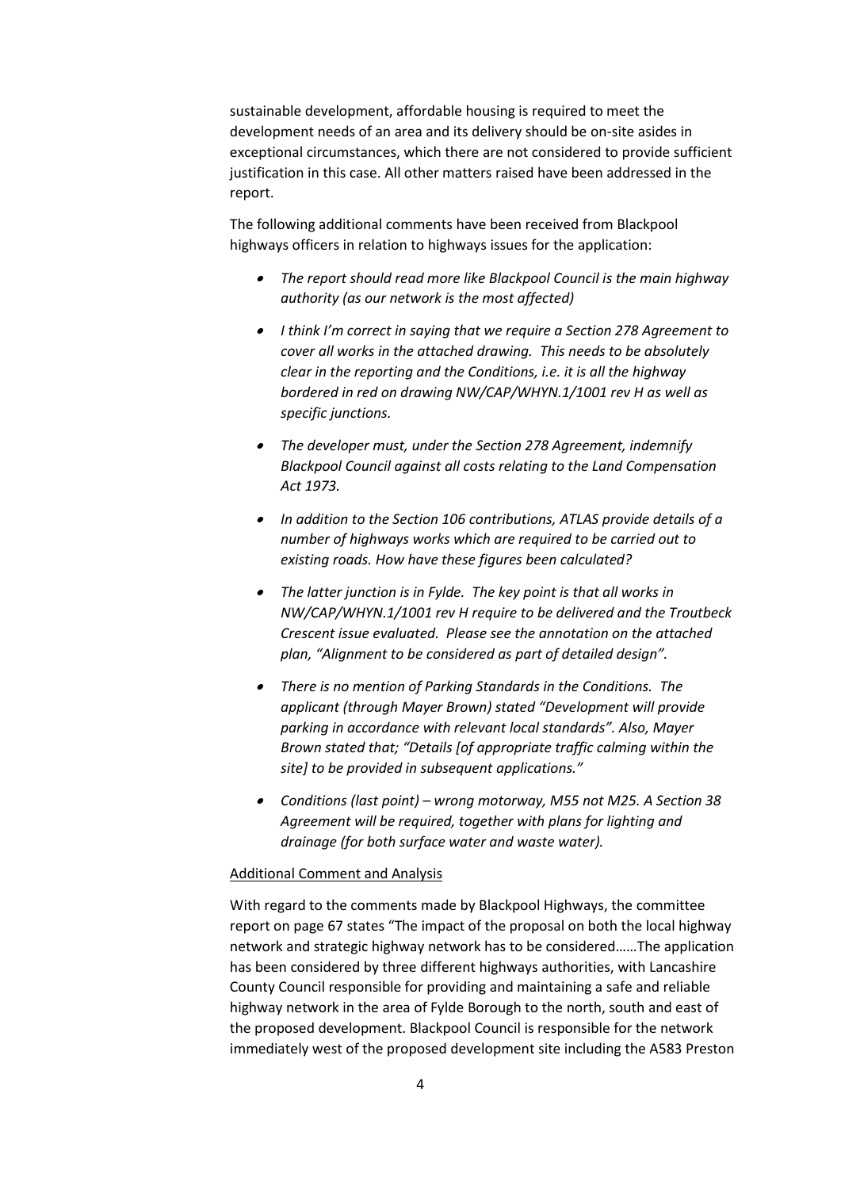sustainable development, affordable housing is required to meet the development needs of an area and its delivery should be on-site asides in exceptional circumstances, which there are not considered to provide sufficient justification in this case. All other matters raised have been addressed in the report.

The following additional comments have been received from Blackpool highways officers in relation to highways issues for the application:

- *The report should read more like Blackpool Council is the main highway authority (as our network is the most affected)*
- *I think I'm correct in saying that we require a Section 278 Agreement to cover all works in the attached drawing. This needs to be absolutely clear in the reporting and the Conditions, i.e. it is all the highway bordered in red on drawing NW/CAP/WHYN.1/1001 rev H as well as specific junctions.*
- *The developer must, under the Section 278 Agreement, indemnify Blackpool Council against all costs relating to the Land Compensation Act 1973.*
- *In addition to the Section 106 contributions, ATLAS provide details of a number of highways works which are required to be carried out to existing roads. How have these figures been calculated?*
- *The latter junction is in Fylde. The key point is that all works in NW/CAP/WHYN.1/1001 rev H require to be delivered and the Troutbeck Crescent issue evaluated. Please see the annotation on the attached plan, "Alignment to be considered as part of detailed design".*
- *There is no mention of Parking Standards in the Conditions. The applicant (through Mayer Brown) stated "Development will provide parking in accordance with relevant local standards". Also, Mayer Brown stated that; "Details [of appropriate traffic calming within the site] to be provided in subsequent applications."*
- *Conditions (last point) – wrong motorway, M55 not M25. A Section 38 Agreement will be required, together with plans for lighting and drainage (for both surface water and waste water).*

Additional Comment and Analysis

With regard to the comments made by Blackpool Highways, the committee report on page 67 states "The impact of the proposal on both the local highway network and strategic highway network has to be considered……The application has been considered by three different highways authorities, with Lancashire County Council responsible for providing and maintaining a safe and reliable highway network in the area of Fylde Borough to the north, south and east of the proposed development. Blackpool Council is responsible for the network immediately west of the proposed development site including the A583 Preston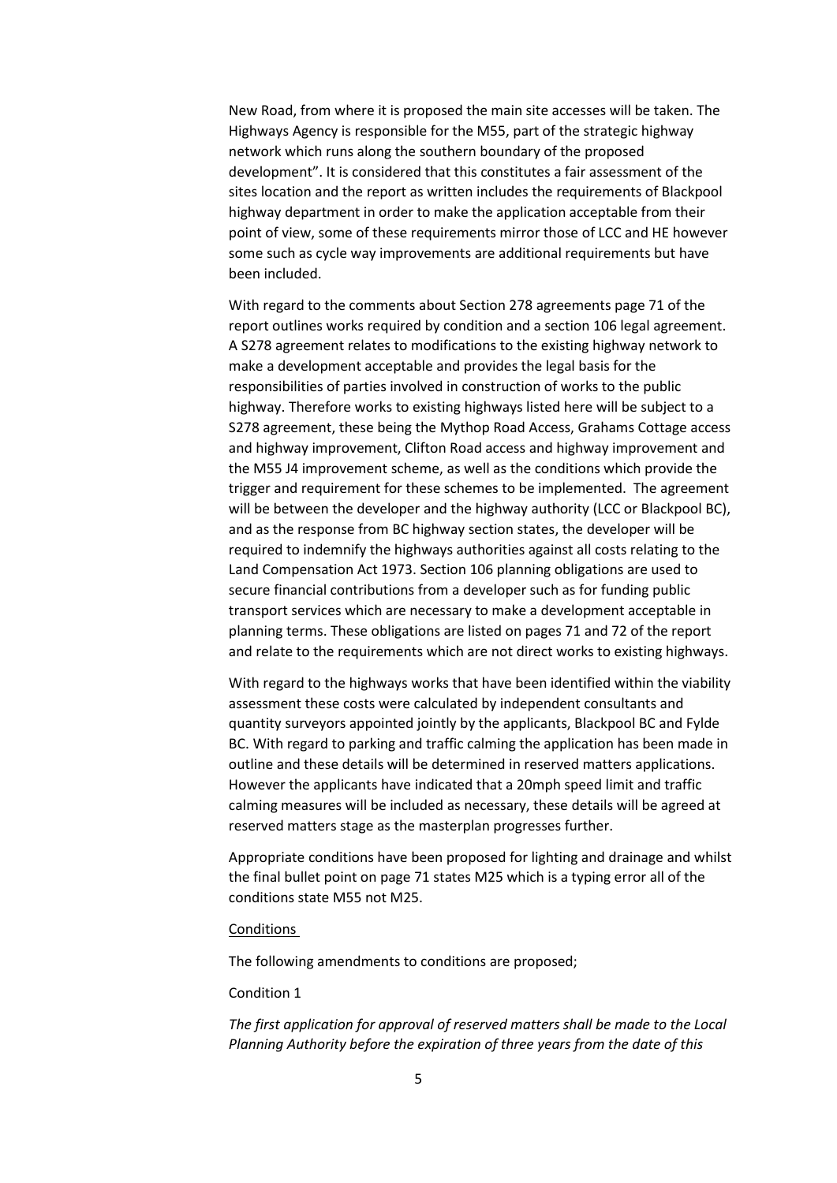New Road, from where it is proposed the main site accesses will be taken. The Highways Agency is responsible for the M55, part of the strategic highway network which runs along the southern boundary of the proposed development". It is considered that this constitutes a fair assessment of the sites location and the report as written includes the requirements of Blackpool highway department in order to make the application acceptable from their point of view, some of these requirements mirror those of LCC and HE however some such as cycle way improvements are additional requirements but have been included.

With regard to the comments about Section 278 agreements page 71 of the report outlines works required by condition and a section 106 legal agreement. A S278 agreement relates to modifications to the existing highway network to make a development acceptable and provides the legal basis for the responsibilities of parties involved in construction of works to the public highway. Therefore works to existing highways listed here will be subject to a S278 agreement, these being the Mythop Road Access, Grahams Cottage access and highway improvement, Clifton Road access and highway improvement and the M55 J4 improvement scheme, as well as the conditions which provide the trigger and requirement for these schemes to be implemented. The agreement will be between the developer and the highway authority (LCC or Blackpool BC), and as the response from BC highway section states, the developer will be required to indemnify the highways authorities against all costs relating to the Land Compensation Act 1973. Section 106 planning obligations are used to secure financial contributions from a developer such as for funding public transport services which are necessary to make a development acceptable in planning terms. These obligations are listed on pages 71 and 72 of the report and relate to the requirements which are not direct works to existing highways.

With regard to the highways works that have been identified within the viability assessment these costs were calculated by independent consultants and quantity surveyors appointed jointly by the applicants, Blackpool BC and Fylde BC. With regard to parking and traffic calming the application has been made in outline and these details will be determined in reserved matters applications. However the applicants have indicated that a 20mph speed limit and traffic calming measures will be included as necessary, these details will be agreed at reserved matters stage as the masterplan progresses further.

Appropriate conditions have been proposed for lighting and drainage and whilst the final bullet point on page 71 states M25 which is a typing error all of the conditions state M55 not M25.

Conditions

The following amendments to conditions are proposed;

Condition 1

*The first application for approval of reserved matters shall be made to the Local Planning Authority before the expiration of three years from the date of this*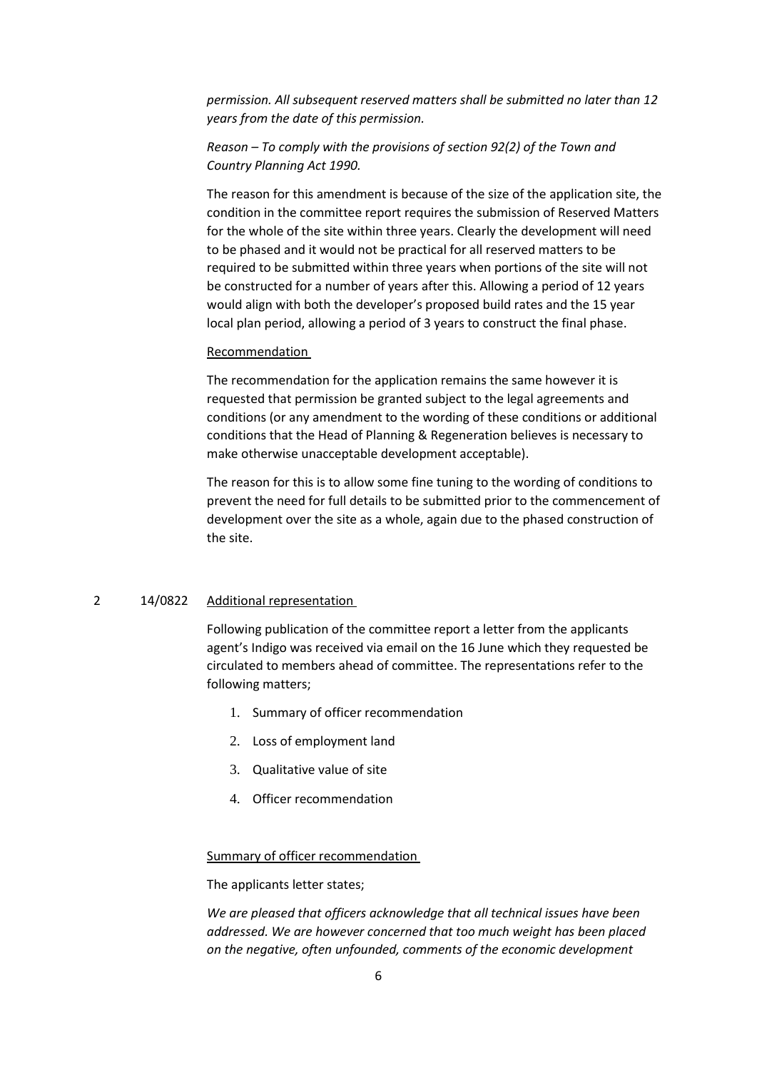*permission. All subsequent reserved matters shall be submitted no later than 12 years from the date of this permission.*

*Reason – To comply with the provisions of section 92(2) of the Town and Country Planning Act 1990.*

The reason for this amendment is because of the size of the application site, the condition in the committee report requires the submission of Reserved Matters for the whole of the site within three years. Clearly the development will need to be phased and it would not be practical for all reserved matters to be required to be submitted within three years when portions of the site will not be constructed for a number of years after this. Allowing a period of 12 years would align with both the developer's proposed build rates and the 15 year local plan period, allowing a period of 3 years to construct the final phase.

Recommendation

The recommendation for the application remains the same however it is requested that permission be granted subject to the legal agreements and conditions (or any amendment to the wording of these conditions or additional conditions that the Head of Planning & Regeneration believes is necessary to make otherwise unacceptable development acceptable).

The reason for this is to allow some fine tuning to the wording of conditions to prevent the need for full details to be submitted prior to the commencement of development over the site as a whole, again due to the phased construction of the site.

2 14/0822 Additional representation

Following publication of the committee report a letter from the applicants agent's Indigo was received via email on the 16 June which they requested be circulated to members ahead of committee. The representations refer to the following matters;

1. Summary of officer recommendation
2. Loss of employment land
3. Qualitative value of site
4. Officer recommendation

Summary of officer recommendation

The applicants letter states;

*We are pleased that officers acknowledge that all technical issues have been addressed. We are however concerned that too much weight has been placed on the negative, often unfounded, comments of the economic development*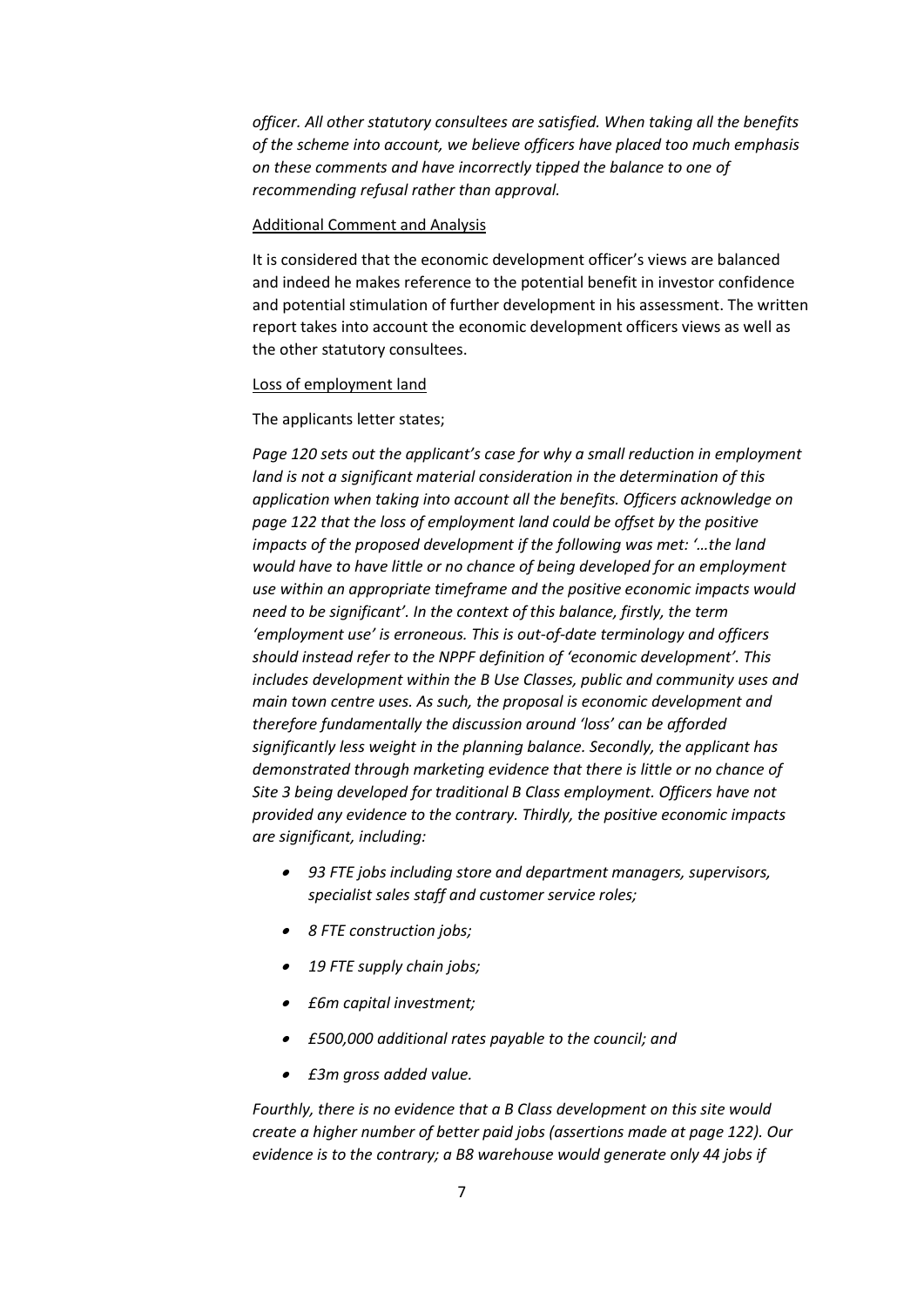*officer. All other statutory consultees are satisfied. When taking all the benefits of the scheme into account, we believe officers have placed too much emphasis on these comments and have incorrectly tipped the balance to one of recommending refusal rather than approval.*

Additional Comment and Analysis

It is considered that the economic development officer's views are balanced and indeed he makes reference to the potential benefit in investor confidence and potential stimulation of further development in his assessment. The written report takes into account the economic development officers views as well as the other statutory consultees.

Loss of employment land

The applicants letter states;

*Page 120 sets out the applicant's case for why a small reduction in employment land is not a significant material consideration in the determination of this application when taking into account all the benefits. Officers acknowledge on page 122 that the loss of employment land could be offset by the positive impacts of the proposed development if the following was met: '…the land would have to have little or no chance of being developed for an employment use within an appropriate timeframe and the positive economic impacts would need to be significant'. In the context of this balance, firstly, the term 'employment use' is erroneous. This is out-of-date terminology and officers should instead refer to the NPPF definition of 'economic development'. This includes development within the B Use Classes, public and community uses and main town centre uses. As such, the proposal is economic development and therefore fundamentally the discussion around 'loss' can be afforded significantly less weight in the planning balance. Secondly, the applicant has demonstrated through marketing evidence that there is little or no chance of Site 3 being developed for traditional B Class employment. Officers have not provided any evidence to the contrary. Thirdly, the positive economic impacts are significant, including:*

- *93 FTE jobs including store and department managers, supervisors, specialist sales staff and customer service roles;*
- *8 FTE construction jobs;*
- *19 FTE supply chain jobs;*
- *£6m capital investment;*
- *£500,000 additional rates payable to the council; and*
- *£3m gross added value.*

*Fourthly, there is no evidence that a B Class development on this site would create a higher number of better paid jobs (assertions made at page 122). Our evidence is to the contrary; a B8 warehouse would generate only 44 jobs if*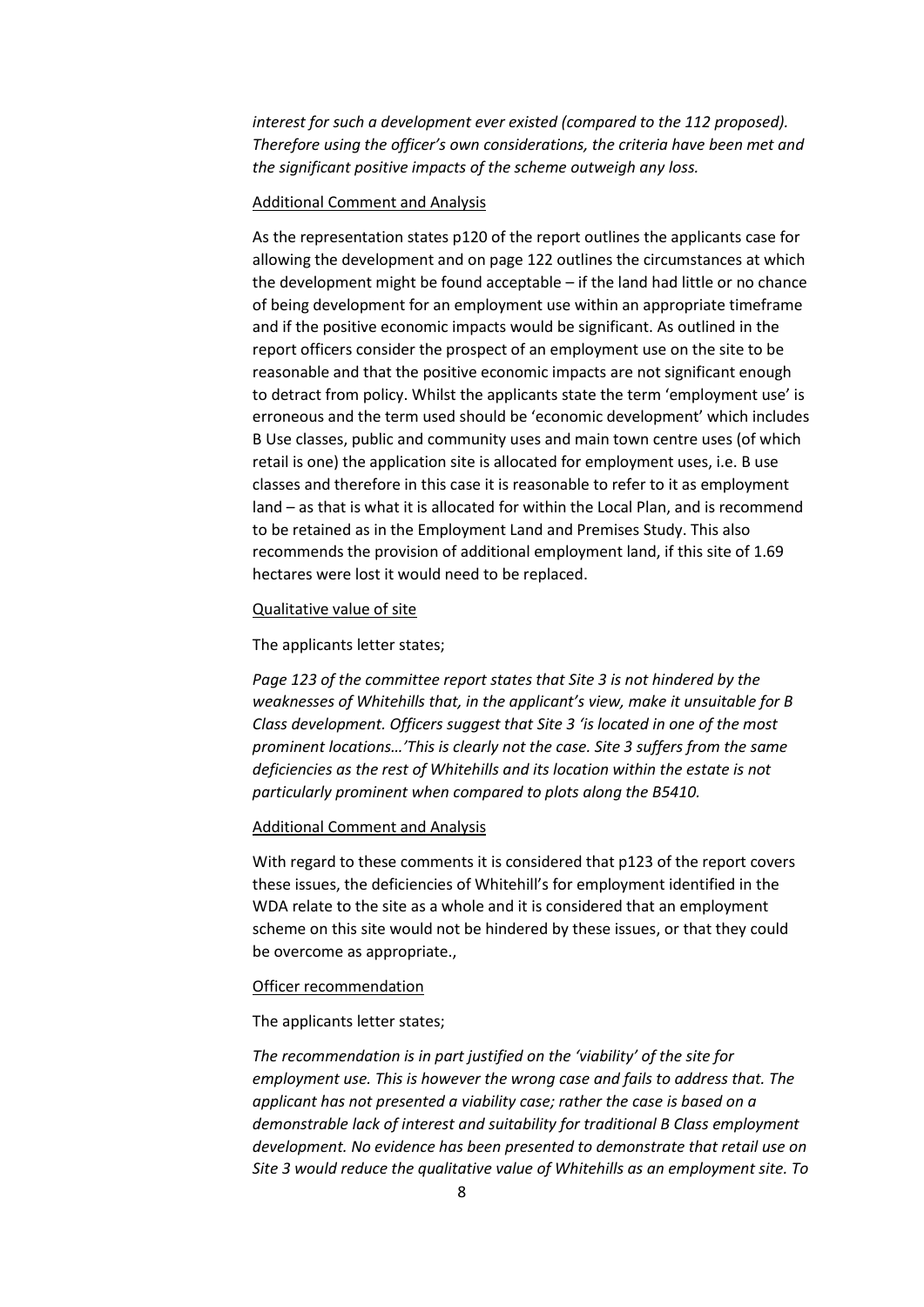*interest for such a development ever existed (compared to the 112 proposed). Therefore using the officer's own considerations, the criteria have been met and the significant positive impacts of the scheme outweigh any loss.*

Additional Comment and Analysis

As the representation states p120 of the report outlines the applicants case for allowing the development and on page 122 outlines the circumstances at which the development might be found acceptable – if the land had little or no chance of being development for an employment use within an appropriate timeframe and if the positive economic impacts would be significant. As outlined in the report officers consider the prospect of an employment use on the site to be reasonable and that the positive economic impacts are not significant enough to detract from policy. Whilst the applicants state the term 'employment use' is erroneous and the term used should be 'economic development' which includes B Use classes, public and community uses and main town centre uses (of which retail is one) the application site is allocated for employment uses, i.e. B use classes and therefore in this case it is reasonable to refer to it as employment land – as that is what it is allocated for within the Local Plan, and is recommend to be retained as in the Employment Land and Premises Study. This also recommends the provision of additional employment land, if this site of 1.69 hectares were lost it would need to be replaced.

Qualitative value of site

The applicants letter states;

*Page 123 of the committee report states that Site 3 is not hindered by the weaknesses of Whitehills that, in the applicant's view, make it unsuitable for B Class development. Officers suggest that Site 3 'is located in one of the most prominent locations…'This is clearly not the case. Site 3 suffers from the same deficiencies as the rest of Whitehills and its location within the estate is not particularly prominent when compared to plots along the B5410.*

Additional Comment and Analysis

With regard to these comments it is considered that p123 of the report covers these issues, the deficiencies of Whitehill's for employment identified in the WDA relate to the site as a whole and it is considered that an employment scheme on this site would not be hindered by these issues, or that they could be overcome as appropriate.,

Officer recommendation

The applicants letter states;

*The recommendation is in part justified on the 'viability' of the site for employment use. This is however the wrong case and fails to address that. The applicant has not presented a viability case; rather the case is based on a demonstrable lack of interest and suitability for traditional B Class employment development. No evidence has been presented to demonstrate that retail use on Site 3 would reduce the qualitative value of Whitehills as an employment site. To*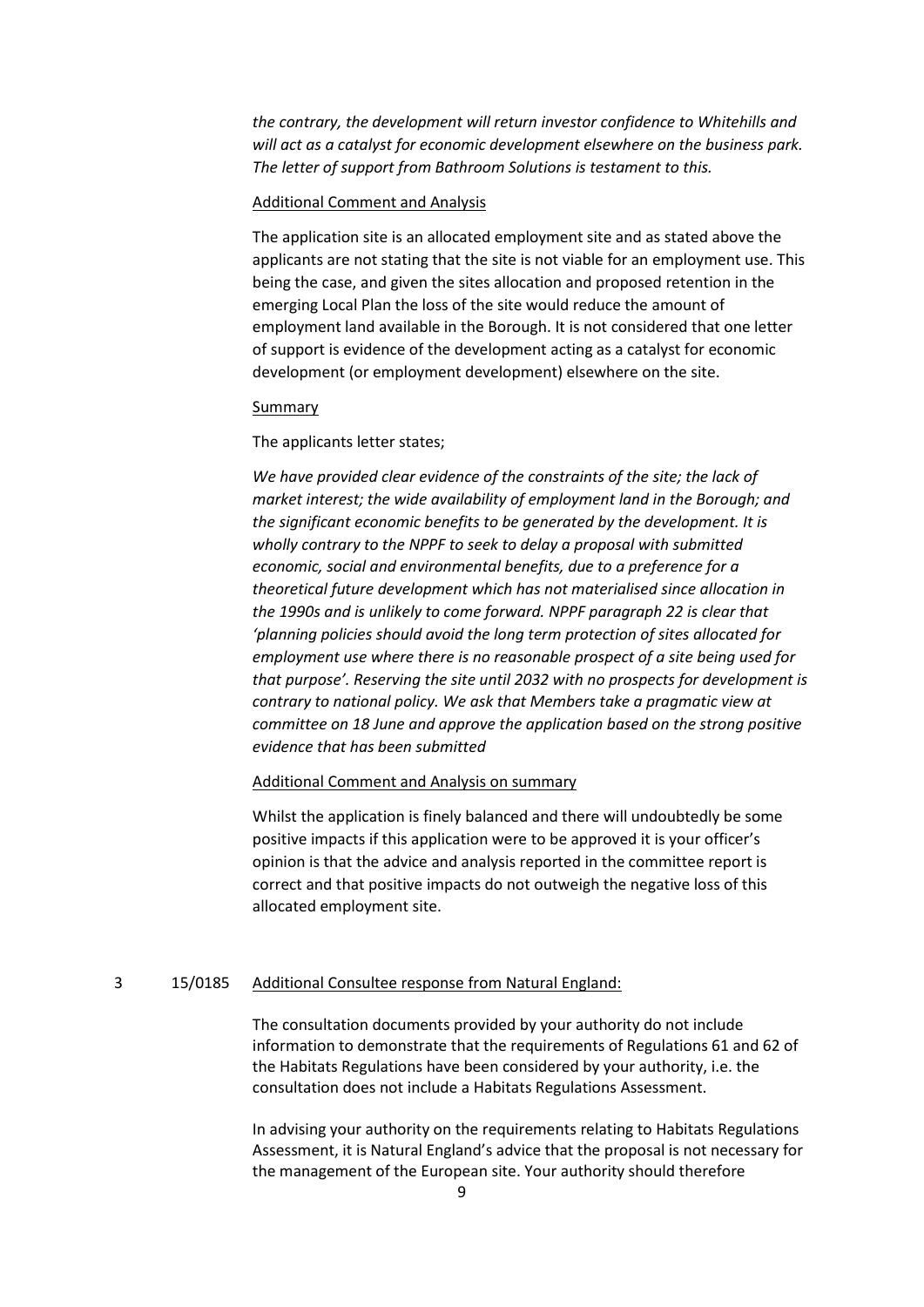*the contrary, the development will return investor confidence to Whitehills and will act as a catalyst for economic development elsewhere on the business park. The letter of support from Bathroom Solutions is testament to this.*

Additional Comment and Analysis

The application site is an allocated employment site and as stated above the applicants are not stating that the site is not viable for an employment use. This being the case, and given the sites allocation and proposed retention in the emerging Local Plan the loss of the site would reduce the amount of employment land available in the Borough. It is not considered that one letter of support is evidence of the development acting as a catalyst for economic development (or employment development) elsewhere on the site.

Summary

The applicants letter states;

*We have provided clear evidence of the constraints of the site; the lack of market interest; the wide availability of employment land in the Borough; and the significant economic benefits to be generated by the development. It is wholly contrary to the NPPF to seek to delay a proposal with submitted economic, social and environmental benefits, due to a preference for a theoretical future development which has not materialised since allocation in the 1990s and is unlikely to come forward. NPPF paragraph 22 is clear that 'planning policies should avoid the long term protection of sites allocated for employment use where there is no reasonable prospect of a site being used for that purpose'. Reserving the site until 2032 with no prospects for development is contrary to national policy. We ask that Members take a pragmatic view at committee on 18 June and approve the application based on the strong positive evidence that has been submitted*

Additional Comment and Analysis on summary

Whilst the application is finely balanced and there will undoubtedly be some positive impacts if this application were to be approved it is your officer's opinion is that the advice and analysis reported in the committee report is correct and that positive impacts do not outweigh the negative loss of this allocated employment site.

3 15/0185 Additional Consultee response from Natural England:

The consultation documents provided by your authority do not include information to demonstrate that the requirements of Regulations 61 and 62 of the Habitats Regulations have been considered by your authority, i.e. the consultation does not include a Habitats Regulations Assessment.

In advising your authority on the requirements relating to Habitats Regulations Assessment, it is Natural England's advice that the proposal is not necessary for the management of the European site. Your authority should therefore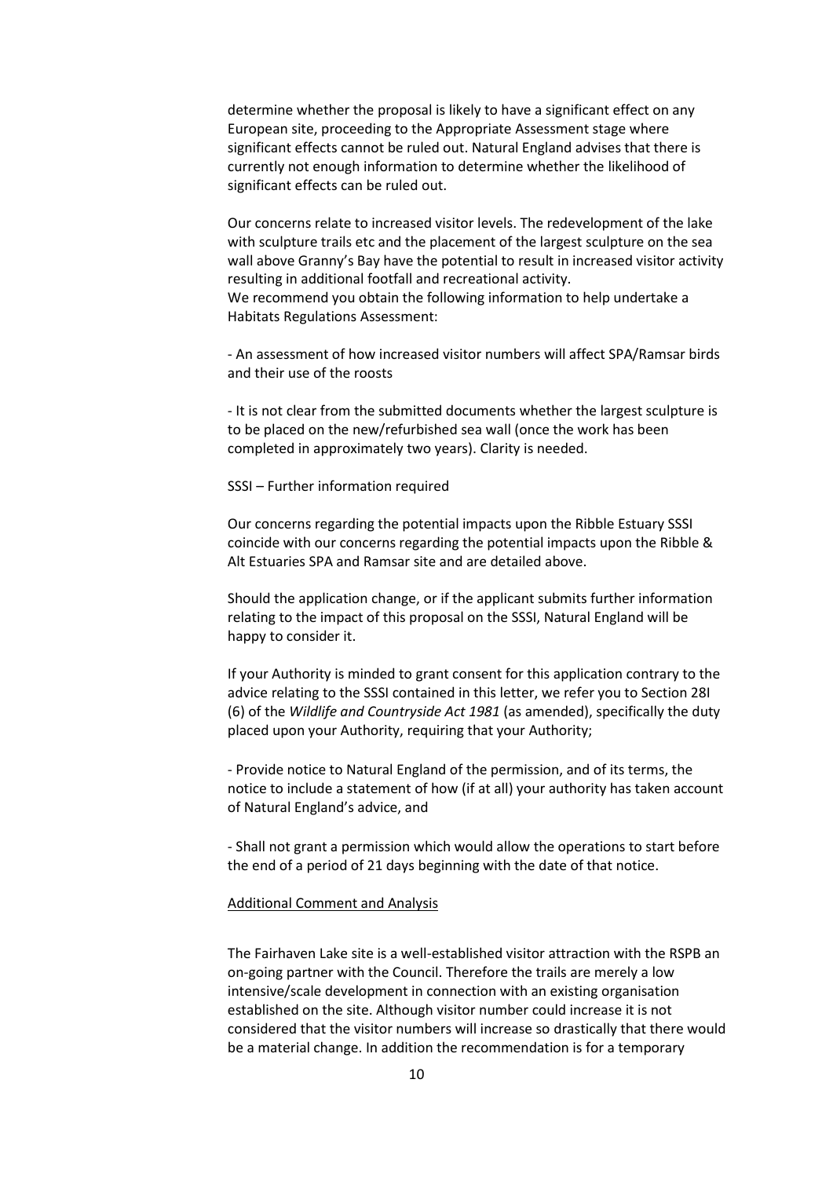determine whether the proposal is likely to have a significant effect on any European site, proceeding to the Appropriate Assessment stage where significant effects cannot be ruled out. Natural England advises that there is currently not enough information to determine whether the likelihood of significant effects can be ruled out.

Our concerns relate to increased visitor levels. The redevelopment of the lake with sculpture trails etc and the placement of the largest sculpture on the sea wall above Granny's Bay have the potential to result in increased visitor activity resulting in additional footfall and recreational activity.
We recommend you obtain the following information to help undertake a Habitats Regulations Assessment:

- An assessment of how increased visitor numbers will affect SPA/Ramsar birds and their use of the roosts

- It is not clear from the submitted documents whether the largest sculpture is to be placed on the new/refurbished sea wall (once the work has been completed in approximately two years). Clarity is needed.

SSSI – Further information required

Our concerns regarding the potential impacts upon the Ribble Estuary SSSI coincide with our concerns regarding the potential impacts upon the Ribble & Alt Estuaries SPA and Ramsar site and are detailed above.

Should the application change, or if the applicant submits further information relating to the impact of this proposal on the SSSI, Natural England will be happy to consider it.

If your Authority is minded to grant consent for this application contrary to the advice relating to the SSSI contained in this letter, we refer you to Section 28I (6) of the *Wildlife and Countryside Act 1981* (as amended), specifically the duty placed upon your Authority, requiring that your Authority;

- Provide notice to Natural England of the permission, and of its terms, the notice to include a statement of how (if at all) your authority has taken account of Natural England's advice, and

- Shall not grant a permission which would allow the operations to start before the end of a period of 21 days beginning with the date of that notice.

<u>Additional Comment and Analysis</u>

The Fairhaven Lake site is a well-established visitor attraction with the RSPB an on-going partner with the Council. Therefore the trails are merely a low intensive/scale development in connection with an existing organisation established on the site. Although visitor number could increase it is not considered that the visitor numbers will increase so drastically that there would be a material change. In addition the recommendation is for a temporary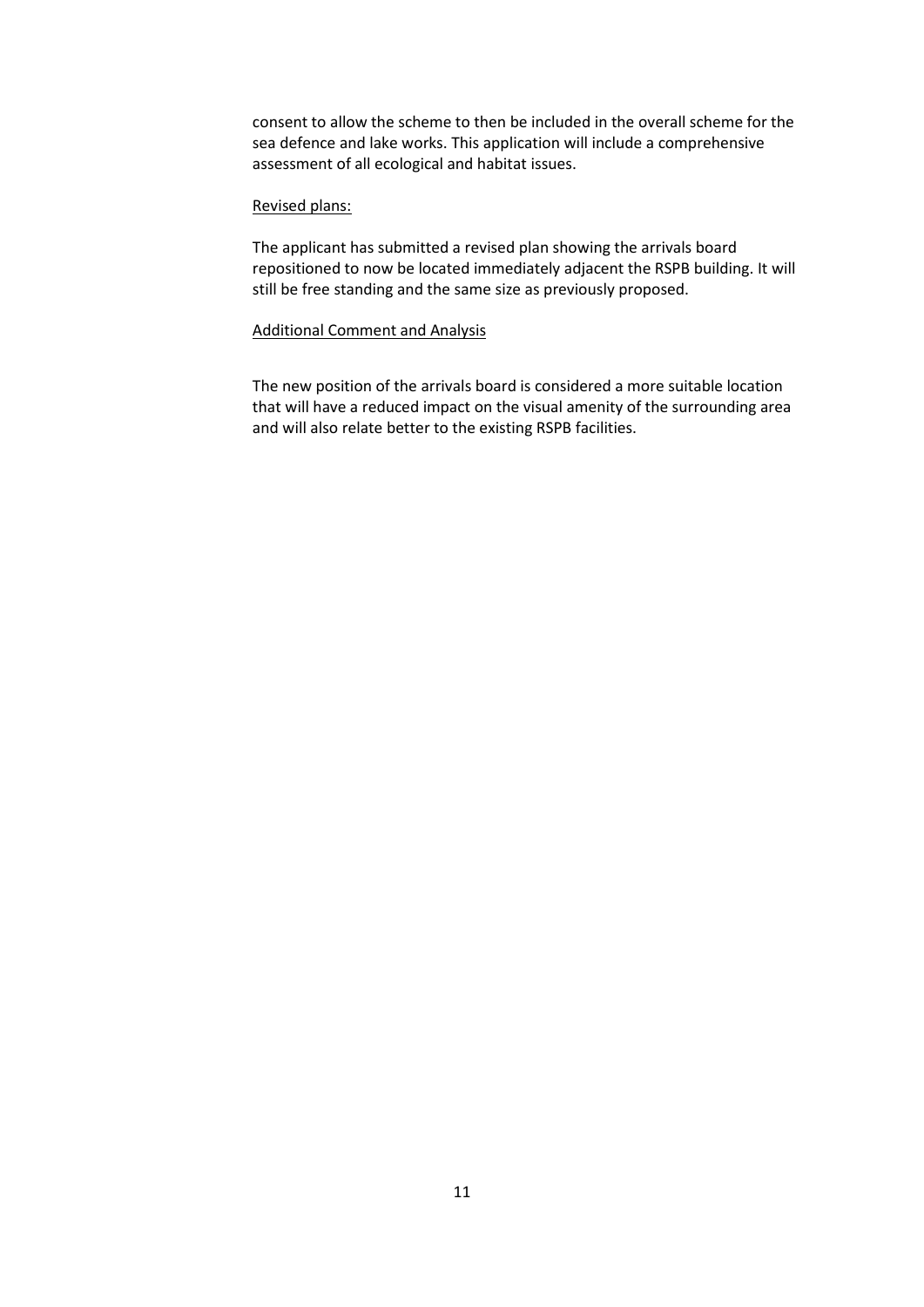consent to allow the scheme to then be included in the overall scheme for the sea defence and lake works. This application will include a comprehensive assessment of all ecological and habitat issues.

Revised plans:

The applicant has submitted a revised plan showing the arrivals board repositioned to now be located immediately adjacent the RSPB building. It will still be free standing and the same size as previously proposed.

Additional Comment and Analysis

The new position of the arrivals board is considered a more suitable location that will have a reduced impact on the visual amenity of the surrounding area and will also relate better to the existing RSPB facilities.